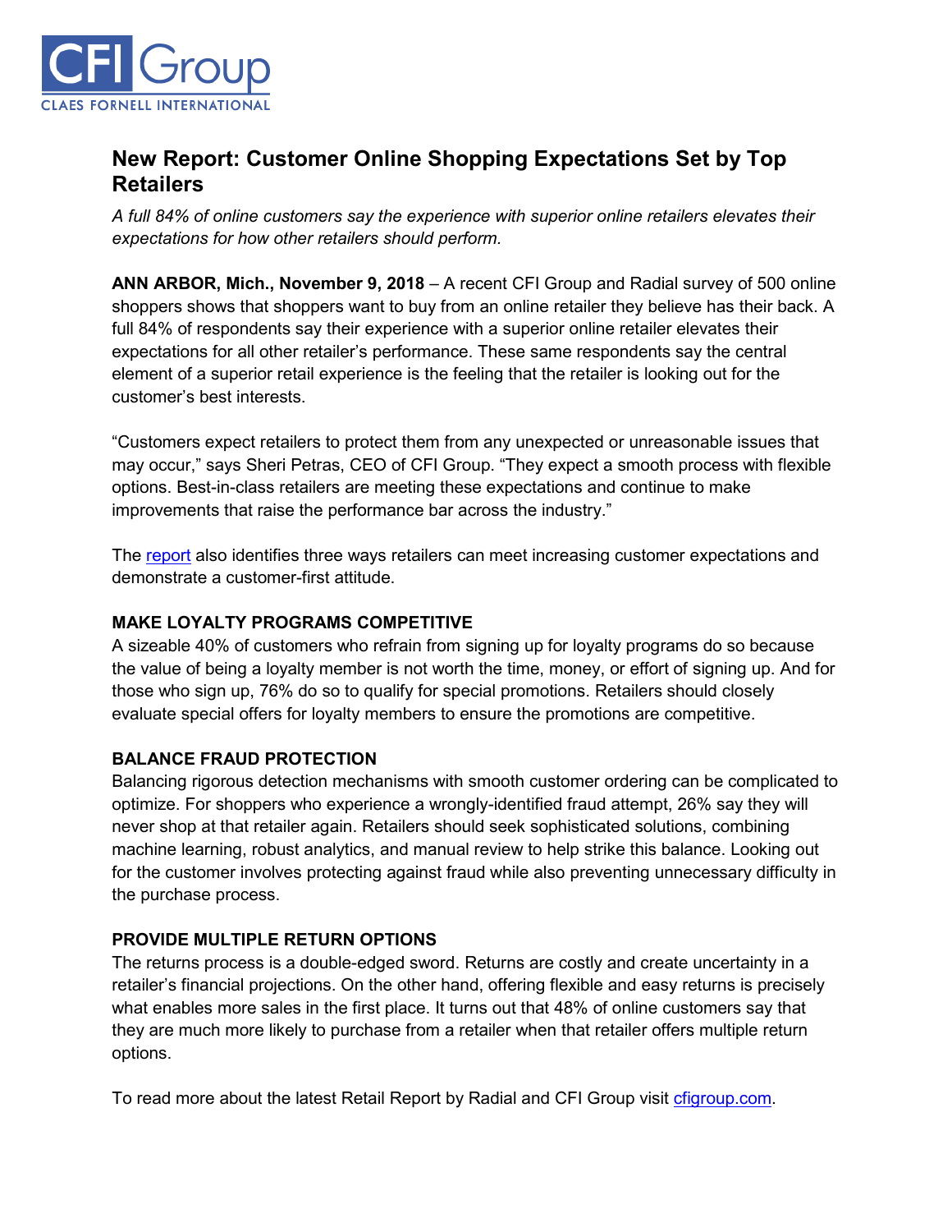CFI Group
CLAES FORNELL INTERNATIONAL

# New Report: Customer Online Shopping Expectations Set by Top Retailers

*A full 84% of online customers say the experience with superior online retailers elevates their expectations for how other retailers should perform.*

**ANN ARBOR, Mich., November 9, 2018** – A recent CFI Group and Radial survey of 500 online shoppers shows that shoppers want to buy from an online retailer they believe has their back. A full 84% of respondents say their experience with a superior online retailer elevates their expectations for all other retailer's performance. These same respondents say the central element of a superior retail experience is the feeling that the retailer is looking out for the customer's best interests.

"Customers expect retailers to protect them from any unexpected or unreasonable issues that may occur," says Sheri Petras, CEO of CFI Group. "They expect a smooth process with flexible options. Best-in-class retailers are meeting these expectations and continue to make improvements that raise the performance bar across the industry."

The report also identifies three ways retailers can meet increasing customer expectations and demonstrate a customer-first attitude.

**MAKE LOYALTY PROGRAMS COMPETITIVE**

A sizeable 40% of customers who refrain from signing up for loyalty programs do so because the value of being a loyalty member is not worth the time, money, or effort of signing up. And for those who sign up, 76% do so to qualify for special promotions. Retailers should closely evaluate special offers for loyalty members to ensure the promotions are competitive.

**BALANCE FRAUD PROTECTION**

Balancing rigorous detection mechanisms with smooth customer ordering can be complicated to optimize. For shoppers who experience a wrongly-identified fraud attempt, 26% say they will never shop at that retailer again. Retailers should seek sophisticated solutions, combining machine learning, robust analytics, and manual review to help strike this balance. Looking out for the customer involves protecting against fraud while also preventing unnecessary difficulty in the purchase process.

**PROVIDE MULTIPLE RETURN OPTIONS**

The returns process is a double-edged sword. Returns are costly and create uncertainty in a retailer's financial projections. On the other hand, offering flexible and easy returns is precisely what enables more sales in the first place. It turns out that 48% of online customers say that they are much more likely to purchase from a retailer when that retailer offers multiple return options.

To read more about the latest Retail Report by Radial and CFI Group visit cfigroup.com.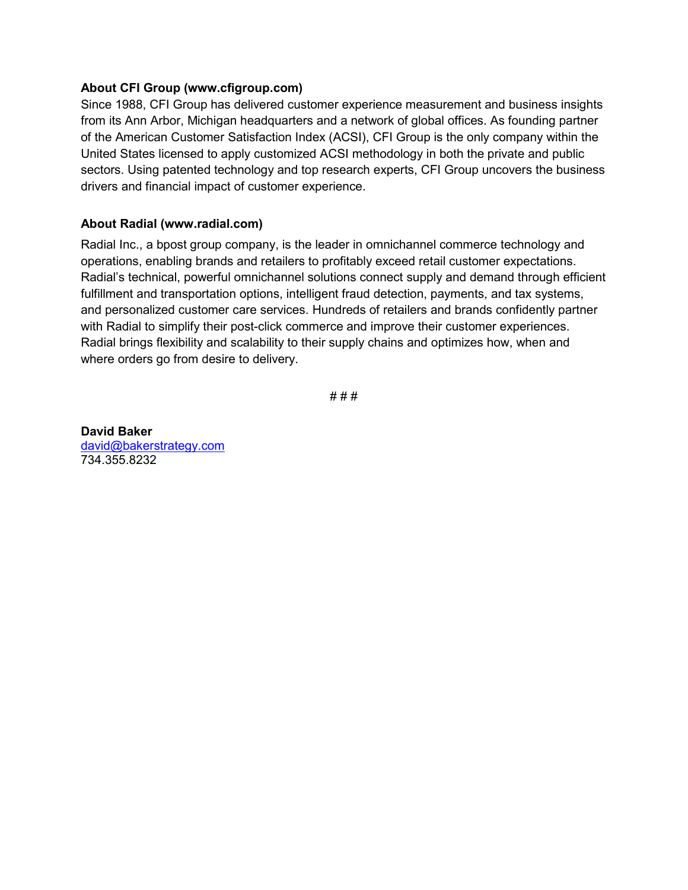**About CFI Group (www.cfigroup.com)**

Since 1988, CFI Group has delivered customer experience measurement and business insights from its Ann Arbor, Michigan headquarters and a network of global offices. As founding partner of the American Customer Satisfaction Index (ACSI), CFI Group is the only company within the United States licensed to apply customized ACSI methodology in both the private and public sectors. Using patented technology and top research experts, CFI Group uncovers the business drivers and financial impact of customer experience.

**About Radial (www.radial.com)**

Radial Inc., a bpost group company, is the leader in omnichannel commerce technology and operations, enabling brands and retailers to profitably exceed retail customer expectations. Radial's technical, powerful omnichannel solutions connect supply and demand through efficient fulfillment and transportation options, intelligent fraud detection, payments, and tax systems, and personalized customer care services. Hundreds of retailers and brands confidently partner with Radial to simplify their post-click commerce and improve their customer experiences. Radial brings flexibility and scalability to their supply chains and optimizes how, when and where orders go from desire to delivery.

# # #

**David Baker**
david@bakerstrategy.com
734.355.8232